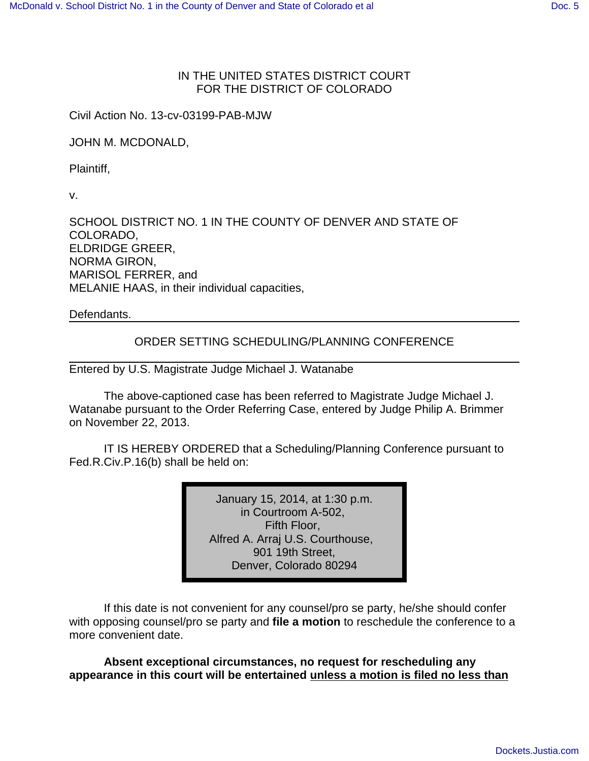IN THE UNITED STATES DISTRICT COURT
FOR THE DISTRICT OF COLORADO

Civil Action No. 13-cv-03199-PAB-MJW

JOHN M. MCDONALD,

Plaintiff,

v.

SCHOOL DISTRICT NO. 1 IN THE COUNTY OF DENVER AND STATE OF COLORADO,
ELDRIDGE GREER,
NORMA GIRON,
MARISOL FERRER, and
MELANIE HAAS, in their individual capacities,

Defendants.

---

ORDER SETTING SCHEDULING/PLANNING CONFERENCE

---

Entered by U.S. Magistrate Judge Michael J. Watanabe

The above-captioned case has been referred to Magistrate Judge Michael J. Watanabe pursuant to the Order Referring Case, entered by Judge Philip A. Brimmer on November 22, 2013.

IT IS HEREBY ORDERED that a Scheduling/Planning Conference pursuant to Fed.R.Civ.P.16(b) shall be held on:

> January 15, 2014, at 1:30 p.m.
> in Courtroom A-502,
> Fifth Floor,
> Alfred A. Arraj U.S. Courthouse,
> 901 19th Street,
> Denver, Colorado 80294

If this date is not convenient for any counsel/pro se party, he/she should confer with opposing counsel/pro se party and **file a motion** to reschedule the conference to a more convenient date.

**Absent exceptional circumstances, no request for rescheduling any appearance in this court will be entertained unless a motion is filed no less than**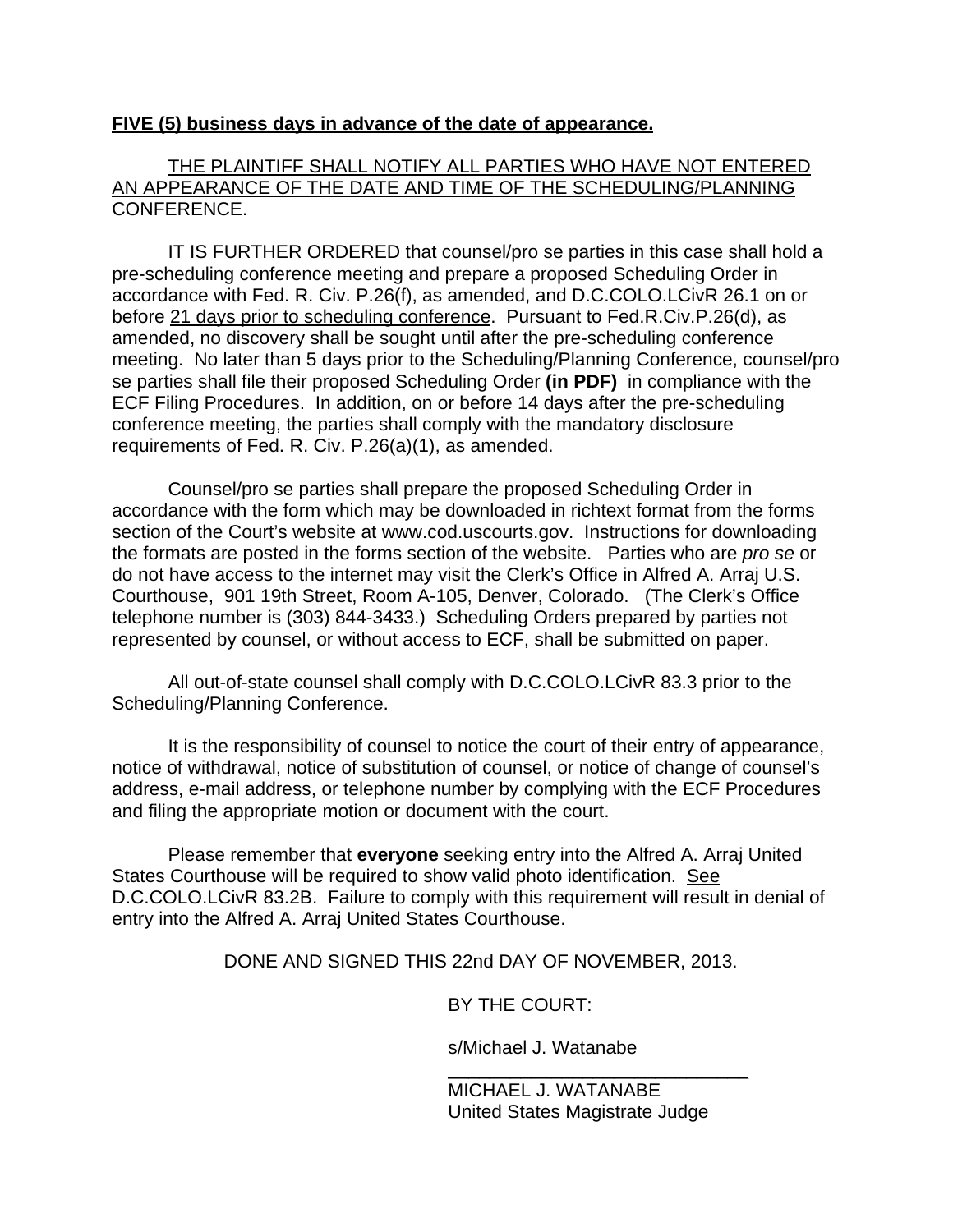**<u>FIVE (5) business days in advance of the date of appearance.</u>**

<u>THE PLAINTIFF SHALL NOTIFY ALL PARTIES WHO HAVE NOT ENTERED AN APPEARANCE OF THE DATE AND TIME OF THE SCHEDULING/PLANNING CONFERENCE.</u>

IT IS FURTHER ORDERED that counsel/pro se parties in this case shall hold a pre-scheduling conference meeting and prepare a proposed Scheduling Order in accordance with Fed. R. Civ. P.26(f), as amended, and D.C.COLO.LCivR 26.1 on or before <u>21 days prior to scheduling conference</u>. Pursuant to Fed.R.Civ.P.26(d), as amended, no discovery shall be sought until after the pre-scheduling conference meeting. No later than 5 days prior to the Scheduling/Planning Conference, counsel/pro se parties shall file their proposed Scheduling Order **(in PDF)** in compliance with the ECF Filing Procedures. In addition, on or before 14 days after the pre-scheduling conference meeting, the parties shall comply with the mandatory disclosure requirements of Fed. R. Civ. P.26(a)(1), as amended.

Counsel/pro se parties shall prepare the proposed Scheduling Order in accordance with the form which may be downloaded in richtext format from the forms section of the Court's website at www.cod.uscourts.gov. Instructions for downloading the formats are posted in the forms section of the website. Parties who are *pro se* or do not have access to the internet may visit the Clerk's Office in Alfred A. Arraj U.S. Courthouse, 901 19th Street, Room A-105, Denver, Colorado. (The Clerk's Office telephone number is (303) 844-3433.) Scheduling Orders prepared by parties not represented by counsel, or without access to ECF, shall be submitted on paper.

All out-of-state counsel shall comply with D.C.COLO.LCivR 83.3 prior to the Scheduling/Planning Conference.

It is the responsibility of counsel to notice the court of their entry of appearance, notice of withdrawal, notice of substitution of counsel, or notice of change of counsel's address, e-mail address, or telephone number by complying with the ECF Procedures and filing the appropriate motion or document with the court.

Please remember that **everyone** seeking entry into the Alfred A. Arraj United States Courthouse will be required to show valid photo identification. <u>See</u> D.C.COLO.LCivR 83.2B. Failure to comply with this requirement will result in denial of entry into the Alfred A. Arraj United States Courthouse.

DONE AND SIGNED THIS 22nd DAY OF NOVEMBER, 2013.

BY THE COURT:

s/Michael J. Watanabe

MICHAEL J. WATANABE
United States Magistrate Judge